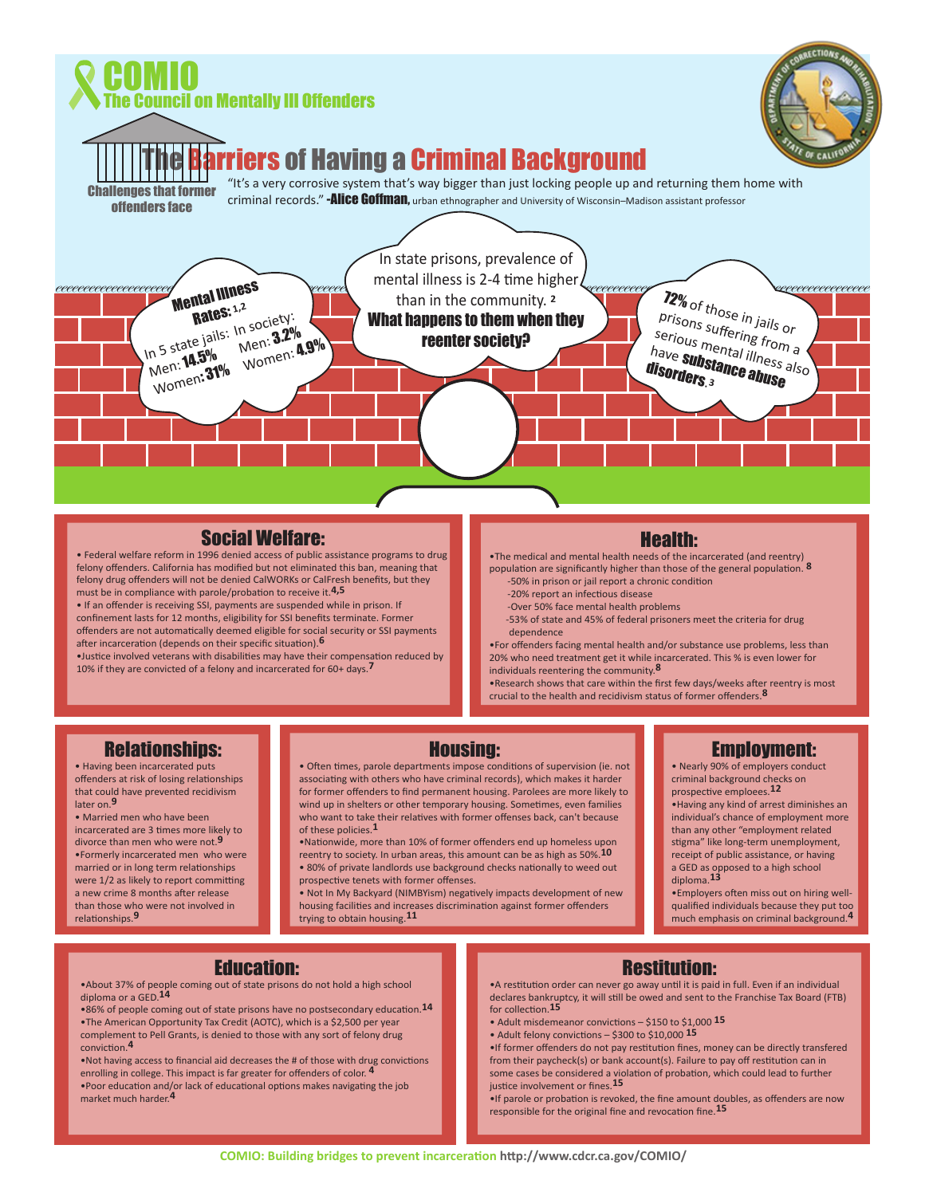# COMIO
## The Council on Mentally Ill Offenders

# The Barriers of Having a Criminal Background

**Challenges that former offenders face**

"It's a very corrosive system that's way bigger than just locking people up and returning them home with criminal records." **-Alice Goffman,** urban ethnographer and University of Wisconsin–Madison assistant professor

**Mental Illness Rates:** [1,2]
In 5 state jails: Men: **14.5%** Women: **31%**
In society: Men: **3.2%** Women: **4.9%**

In state prisons, prevalence of mental illness is 2-4 time higher than in the community. [2]
**What happens to them when they reenter society?**

**72%** of those in jails or prisons suffering from a serious mental illness also have **substance abuse disorders.** [3]

## Social Welfare:

- Federal welfare reform in 1996 denied access of public assistance programs to drug felony offenders. California has modified but not eliminated this ban, meaning that felony drug offenders will not be denied CalWORKs or CalFresh benefits, but they must be in compliance with parole/probation to receive it.[4,5]
- If an offender is receiving SSI, payments are suspended while in prison. If confinement lasts for 12 months, eligibility for SSI benefits terminate. Former offenders are not automatically deemed eligible for social security or SSI payments after incarceration (depends on their specific situation).[6]
- Justice involved veterans with disabilities may have their compensation reduced by 10% if they are convicted of a felony and incarcerated for 60+ days.[7]

## Health:

- The medical and mental health needs of the incarcerated (and reentry) population are significantly higher than those of the general population. [8]
  - -50% in prison or jail report a chronic condition
  - -20% report an infectious disease
  - -Over 50% face mental health problems
  - -53% of state and 45% of federal prisoners meet the criteria for drug dependence
- For offenders facing mental health and/or substance use problems, less than 20% who need treatment get it while incarcerated. This % is even lower for individuals reentering the community.[8]
- Research shows that care within the first few days/weeks after reentry is most crucial to the health and recidivism status of former offenders.[8]

## Relationships:

- Having been incarcerated puts offenders at risk of losing relationships that could have prevented recidivism later on.[9]
- Married men who have been incarcerated are 3 times more likely to divorce than men who were not.[9]
- Formerly incarcerated men who were married or in long term relationships were 1/2 as likely to report committing a new crime 8 months after release than those who were not involved in relationships.[9]

## Housing:

- Often times, parole departments impose conditions of supervision (ie. not associating with others who have criminal records), which makes it harder for former offenders to find permanent housing. Parolees are more likely to wind up in shelters or other temporary housing. Sometimes, even families who want to take their relatives with former offenses back, can't because of these policies.[1]
- Nationwide, more than 10% of former offenders end up homeless upon reentry to society. In urban areas, this amount can be as high as 50%.[10]
- 80% of private landlords use background checks nationally to weed out prospective tenets with former offenses.
- Not In My Backyard (NIMBYism) negatively impacts development of new housing facilities and increases discrimination against former offenders trying to obtain housing.[11]

## Employment:

- Nearly 90% of employers conduct criminal background checks on prospective empolees.[12]
- Having any kind of arrest diminishes an individual's chance of employment more than any other "employment related stigma" like long-term unemployment, receipt of public assistance, or having a GED as opposed to a high school diploma.[13]
- Employers often miss out on hiring well-qualified individuals because they put too much emphasis on criminal background.[4]

## Education:

- About 37% of people coming out of state prisons do not hold a high school diploma or a GED.[14]
- 86% of people coming out of state prisons have no postsecondary education.[14]
- The American Opportunity Tax Credit (AOTC), which is a $2,500 per year complement to Pell Grants, is denied to those with any sort of felony drug conviction.[4]
- Not having access to financial aid decreases the # of those with drug convictions enrolling in college. This impact is far greater for offenders of color. [4]
- Poor education and/or lack of educational options makes navigating the job market much harder.[4]

## Restitution:

- A restitution order can never go away until it is paid in full. Even if an individual declares bankruptcy, it will still be owed and sent to the Franchise Tax Board (FTB) for collection.[15]
- Adult misdemeanor convictions – $150 to $1,000 [15]
- Adult felony convictions – $300 to $10,000 [15]
- If former offenders do not pay restitution fines, money can be directly transfered from their paycheck(s) or bank account(s). Failure to pay off restitution can in some cases be considered a violation of probation, which could lead to further justice involvement or fines.[15]
- If parole or probation is revoked, the fine amount doubles, as offenders are now responsible for the original fine and revocation fine.[15]

**COMIO: Building bridges to prevent incarceration** http://www.cdcr.ca.gov/COMIO/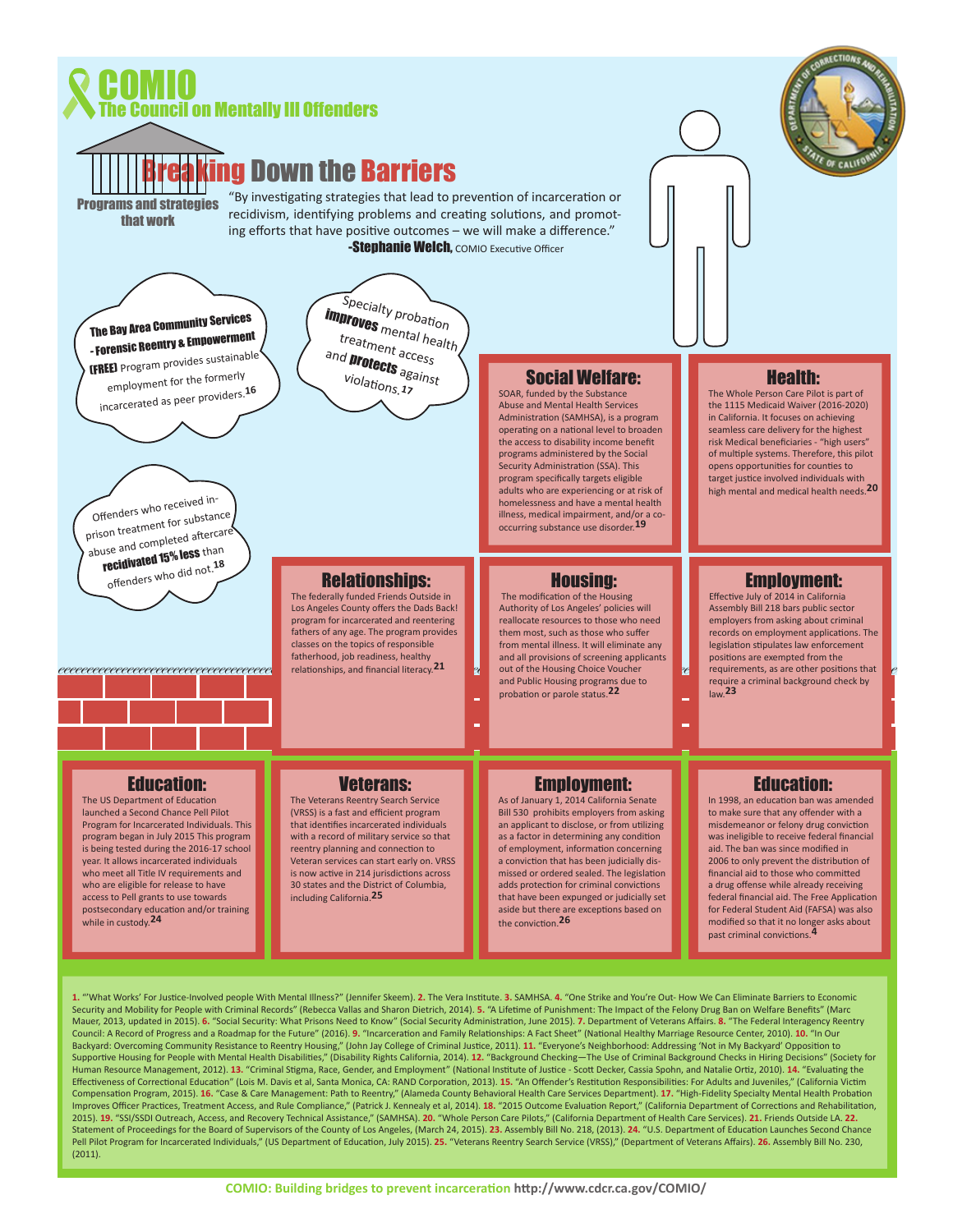# COMIO
## The Council on Mentally Ill Offenders

## Breaking Down the Barriers

**Programs and strategies that work**

"By investigating strategies that lead to prevention of incarceration or recidivism, identifying problems and creating solutions, and promoting efforts that have positive outcomes – we will make a difference."
**-Stephanie Welch,** COMIO Executive Officer

**The Bay Area Community Services - Forensic Reentry & Empowerment (FREE)** Program provides sustainable employment for the formerly incarcerated as peer providers.[16]

Specialty probation **improves** mental health treatment access and **protects** against violations.[17]

Offenders who received in-prison treatment for substance abuse and completed aftercare **recidivated 15% less** than offenders who did not.[18]

### Social Welfare:
SOAR, funded by the Substance Abuse and Mental Health Services Administration (SAMHSA), is a program operating on a national level to broaden the access to disability income benefit programs administered by the Social Security Administration (SSA). This program specifically targets eligible adults who are experiencing or at risk of homelessness and have a mental health illness, medical impairment, and/or a co-occurring substance use disorder.[19]

### Health:
The Whole Person Care Pilot is part of the 1115 Medicaid Waiver (2016-2020) in California. It focuses on achieving seamless care delivery for the highest risk Medical beneficiaries - "high users" of multiple systems. Therefore, this pilot opens opportunities for counties to target justice involved individuals with high mental and medical health needs.[20]

### Relationships:
The federally funded Friends Outside in Los Angeles County offers the Dads Back! program for incarcerated and reentering fathers of any age. The program provides classes on the topics of responsible fatherhood, job readiness, healthy relationships, and financial literacy.[21]

### Housing:
The modification of the Housing Authority of Los Angeles' policies will reallocate resources to those who need them most, such as those who suffer from mental illness. It will eliminate any and all provisions of screening applicants out of the Housing Choice Voucher and Public Housing programs due to probation or parole status.[22]

### Employment:
Effective July of 2014 in California Assembly Bill 218 bars public sector employers from asking about criminal records on employment applications. The legislation stipulates law enforcement positions are exempted from the requirements, as are other positions that require a criminal background check by law.[23]

### Education:
The US Department of Education launched a Second Chance Pell Pilot Program for Incarcerated Individuals. This program began in July 2015 This program is being tested during the 2016-17 school year. It allows incarcerated individuals who meet all Title IV requirements and who are eligible for release to have access to Pell grants to use towards postsecondary education and/or training while in custody.[24]

### Veterans:
The Veterans Reentry Search Service (VRSS) is a fast and efficient program that identifies incarcerated individuals with a record of military service so that reentry planning and connection to Veteran services can start early on. VRSS is now active in 214 jurisdictions across 30 states and the District of Columbia, including California.[25]

### Employment:
As of January 1, 2014 California Senate Bill 530 prohibits employers from asking an applicant to disclose, or from utilizing as a factor in determining any condition of employment, information concerning a conviction that has been judicially dismissed or ordered sealed. The legislation adds protection for criminal convictions that have been expunged or judicially set aside but there are exceptions based on the conviction.[26]

### Education:
In 1998, an education ban was amended to make sure that any offender with a misdemeanor or felony drug conviction was ineligible to receive federal financial aid. The ban was since modified in 2006 to only prevent the distribution of financial aid to those who committed a drug offense while already receiving federal financial aid. The Free Application for Federal Student Aid (FAFSA) was also modified so that it no longer asks about past criminal convictions.[4]

**1.** "'What Works' For Justice-Involved people With Mental Illness?" (Jennifer Skeem). **2.** The Vera Institute. **3.** SAMHSA. **4.** "One Strike and You're Out- How We Can Eliminate Barriers to Economic Security and Mobility for People with Criminal Records" (Rebecca Vallas and Sharon Dietrich, 2014). **5.** "A Lifetime of Punishment: The Impact of the Felony Drug Ban on Welfare Benefits" (Marc Mauer, 2013, updated in 2015). **6.** "Social Security: What Prisons Need to Know" (Social Security Administration, June 2015). **7.** Department of Veterans Affairs. **8.** "The Federal Interagency Reentry Council: A Record of Progress and a Roadmap for the Future" (2016). **9.** "Incarceration and Family Relationships: A Fact Sheet" (National Healthy Marriage Resource Center, 2010). **10.** "In Our Backyard: Overcoming Community Resistance to Reentry Housing," (John Jay College of Criminal Justice, 2011). **11.** "Everyone's Neighborhood: Addressing 'Not in My Backyard' Opposition to Supportive Housing for People with Mental Health Disabilities," (Disability Rights California, 2014). **12.** "Background Checking—The Use of Criminal Background Checks in Hiring Decisions" (Society for Human Resource Management, 2012). **13.** "Criminal Stigma, Race, Gender, and Employment" (National Institute of Justice - Scott Decker, Cassia Spohn, and Natalie Ortiz, 2010). **14.** "Evaluating the Effectiveness of Correctional Education" (Lois M. Davis et al, Santa Monica, CA: RAND Corporation, 2013). **15.** "An Offender's Restitution Responsibilities: For Adults and Juveniles," (California Victim Compensation Program, 2015). **16.** "Case & Care Management: Path to Reentry," (Alameda County Behavioral Health Care Services Department). **17.** "High-Fidelity Specialty Mental Health Probation Improves Officer Practices, Treatment Access, and Rule Compliance," (Patrick J. Kennealy et al, 2014). **18.** "2015 Outcome Evaluation Report," (California Department of Corrections and Rehabilitation, 2015). **19.** "SSI/SSDI Outreach, Access, and Recovery Technical Assistance," (SAMHSA). **20.** "Whole Person Care Pilots," (California Department of Health Care Services). **21.** Friends Outside LA. **22.** Statement of Proceedings for the Board of Supervisors of the County of Los Angeles, (March 24, 2015). **23.** Assembly Bill No. 218, (2013). **24.** "U.S. Department of Education Launches Second Chance Pell Pilot Program for Incarcerated Individuals," (US Department of Education, July 2015). **25.** "Veterans Reentry Search Service (VRSS)," (Department of Veterans Affairs). **26.** Assembly Bill No. 230, (2011).

**COMIO: Building bridges to prevent incarceration** http://www.cdcr.ca.gov/COMIO/